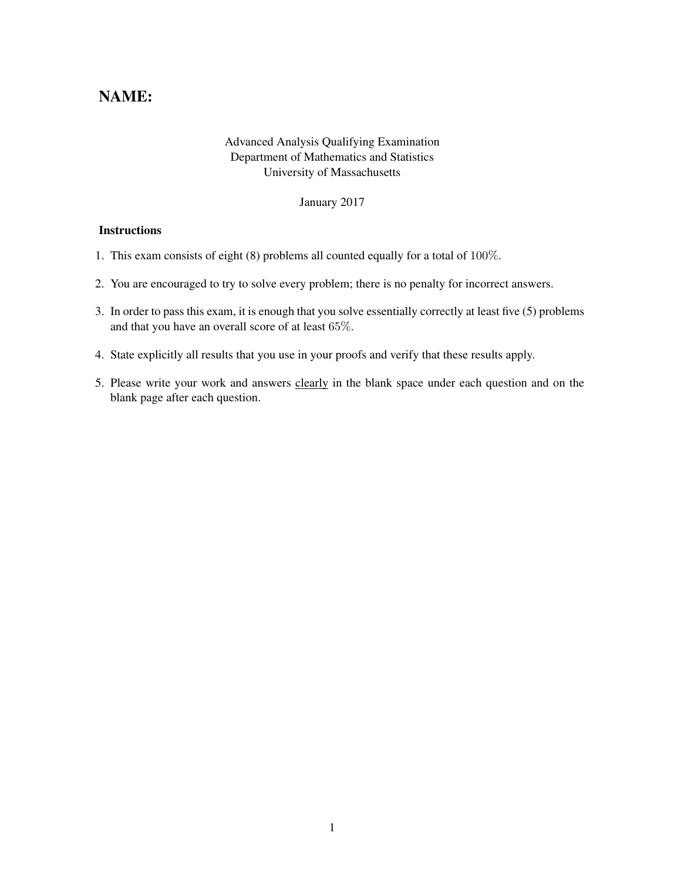# NAME:

Advanced Analysis Qualifying Examination
Department of Mathematics and Statistics
University of Massachusetts

January 2017

### Instructions

1. This exam consists of eight (8) problems all counted equally for a total of $100\%$.
2. You are encouraged to try to solve every problem; there is no penalty for incorrect answers.
3. In order to pass this exam, it is enough that you solve essentially correctly at least five (5) problems and that you have an overall score of at least $65\%$.
4. State explicitly all results that you use in your proofs and verify that these results apply.
5. Please write your work and answers clearly in the blank space under each question and on the blank page after each question.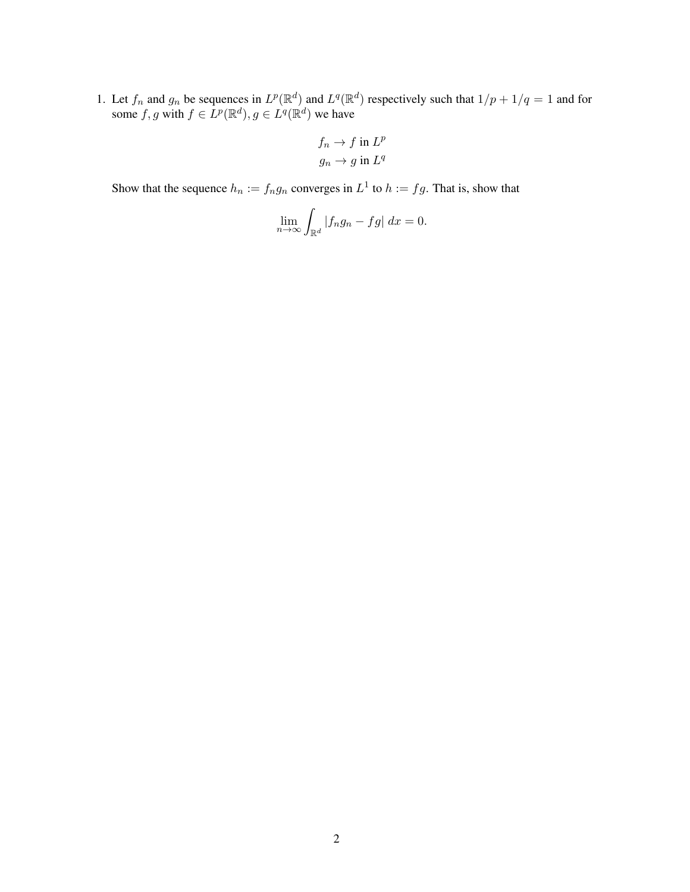1. Let $f_n$ and $g_n$ be sequences in $L^p(\mathbb{R}^d)$ and $L^q(\mathbb{R}^d)$ respectively such that $1/p + 1/q = 1$ and for some $f, g$ with $f \in L^p(\mathbb{R}^d), g \in L^q(\mathbb{R}^d)$ we have

$$
\begin{aligned}
f_n &\to f \text{ in } L^p \\
g_n &\to g \text{ in } L^q
\end{aligned}
$$

Show that the sequence $h_n := f_n g_n$ converges in $L^1$ to $h := fg$. That is, show that

$$
\lim_{n \to \infty} \int_{\mathbb{R}^d} |f_n g_n - fg| \, dx = 0.
$$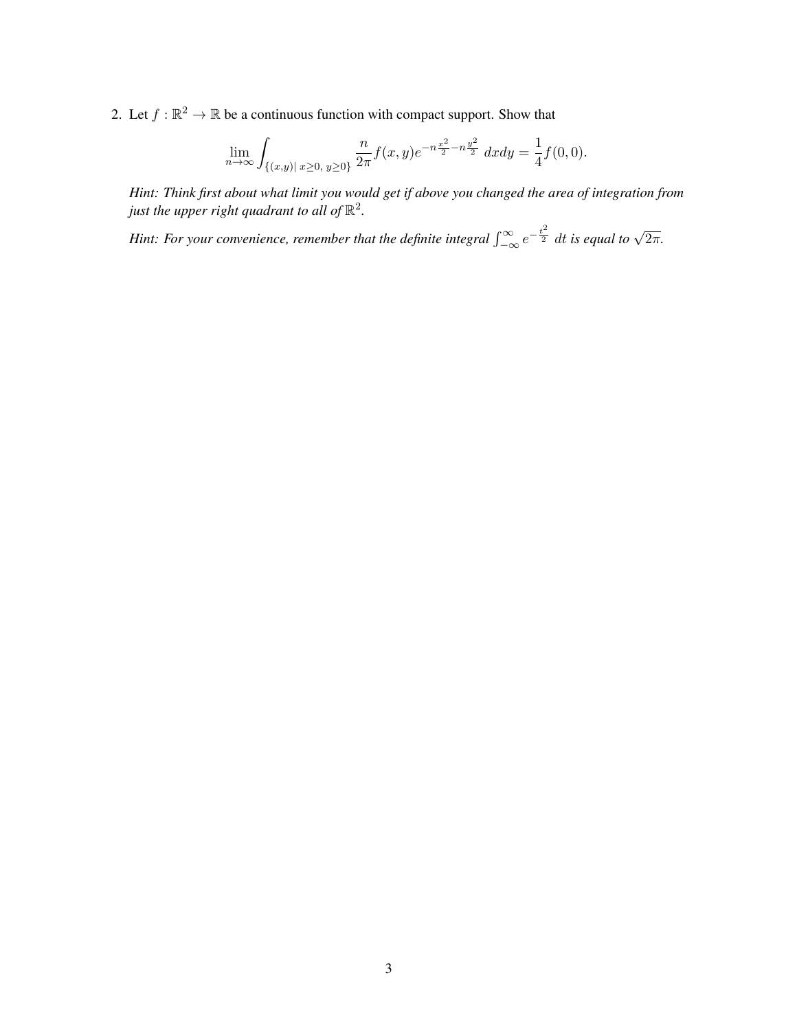2. Let $f : \mathbb{R}^2 \to \mathbb{R}$ be a continuous function with compact support. Show that

$$\lim_{n\to\infty} \int_{\{(x,y)|\, x\geq 0,\, y\geq 0\}} \frac{n}{2\pi} f(x,y) e^{-n\frac{x^2}{2} - n\frac{y^2}{2}} \, dxdy = \frac{1}{4} f(0,0).$$

*Hint: Think first about what limit you would get if above you changed the area of integration from just the upper right quadrant to all of $\mathbb{R}^2$.*

*Hint: For your convenience, remember that the definite integral $\int_{-\infty}^{\infty} e^{-\frac{t^2}{2}} \, dt$ is equal to $\sqrt{2\pi}$.*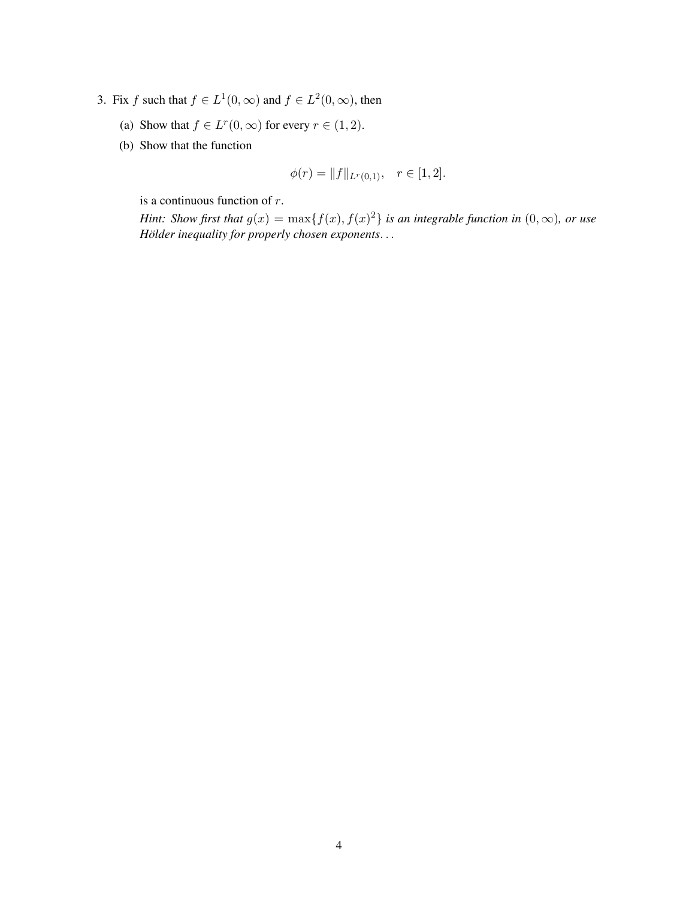3. Fix $f$ such that $f \in L^1(0, \infty)$ and $f \in L^2(0, \infty)$, then

   (a) Show that $f \in L^r(0, \infty)$ for every $r \in (1, 2)$.

   (b) Show that the function

   $$\phi(r) = \|f\|_{L^r(0,1)}, \quad r \in [1, 2].$$

   is a continuous function of $r$.

   *Hint: Show first that $g(x) = \max\{f(x), f(x)^2\}$ is an integrable function in $(0, \infty)$, or use Hölder inequality for properly chosen exponents. . .*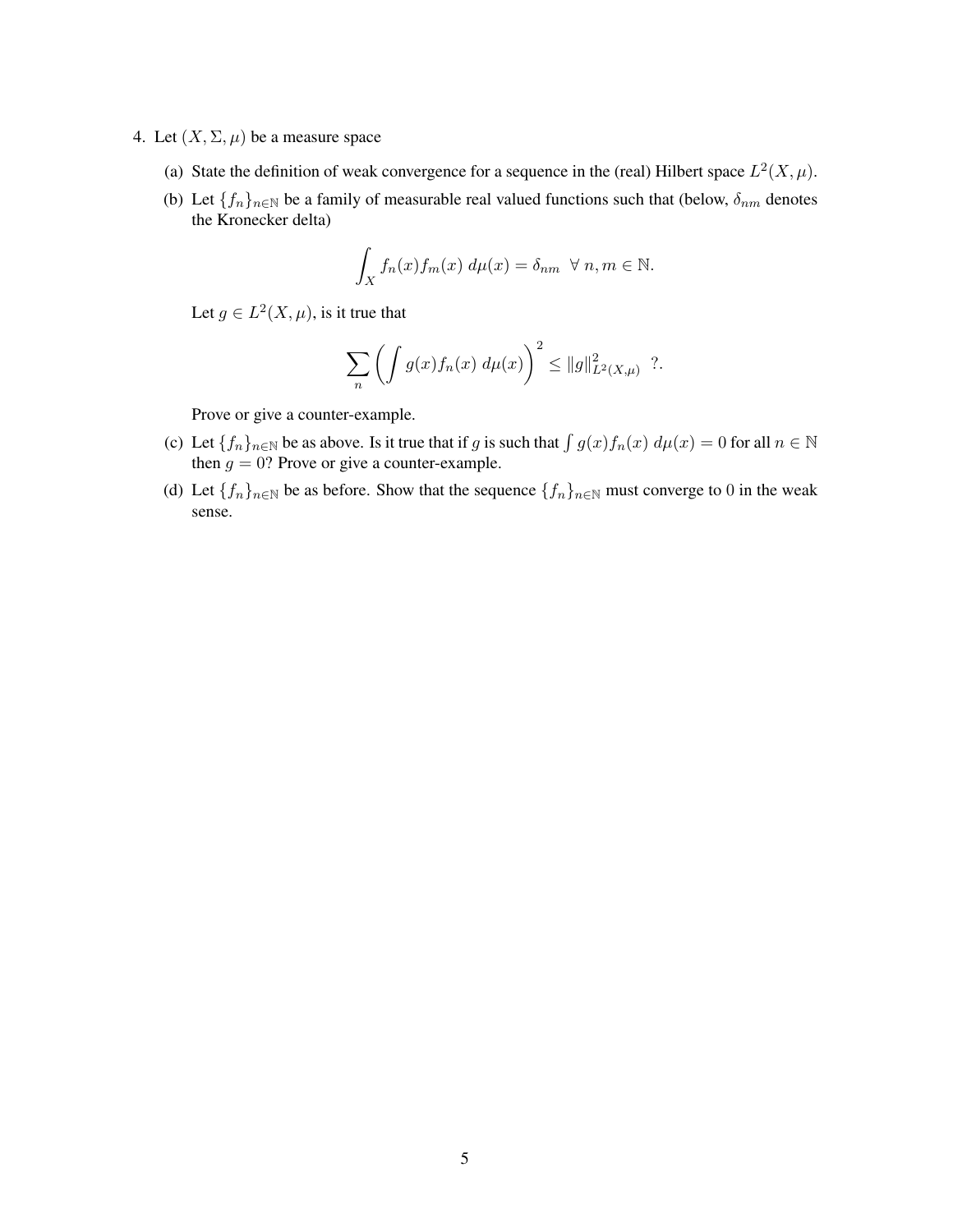4. Let $(X, \Sigma, \mu)$ be a measure space

   (a) State the definition of weak convergence for a sequence in the (real) Hilbert space $L^2(X, \mu)$.

   (b) Let $\{f_n\}_{n \in \mathbb{N}}$ be a family of measurable real valued functions such that (below, $\delta_{nm}$ denotes the Kronecker delta)

   $$\int_X f_n(x) f_m(x) \, d\mu(x) = \delta_{nm} \ \ \forall \, n, m \in \mathbb{N}.$$

   Let $g \in L^2(X, \mu)$, is it true that

   $$\sum_n \left( \int g(x) f_n(x) \, d\mu(x) \right)^2 \leq \|g\|^2_{L^2(X,\mu)} \ \ ?.$$

   Prove or give a counter-example.

   (c) Let $\{f_n\}_{n \in \mathbb{N}}$ be as above. Is it true that if $g$ is such that $\int g(x) f_n(x) \, d\mu(x) = 0$ for all $n \in \mathbb{N}$ then $g = 0$? Prove or give a counter-example.

   (d) Let $\{f_n\}_{n \in \mathbb{N}}$ be as before. Show that the sequence $\{f_n\}_{n \in \mathbb{N}}$ must converge to 0 in the weak sense.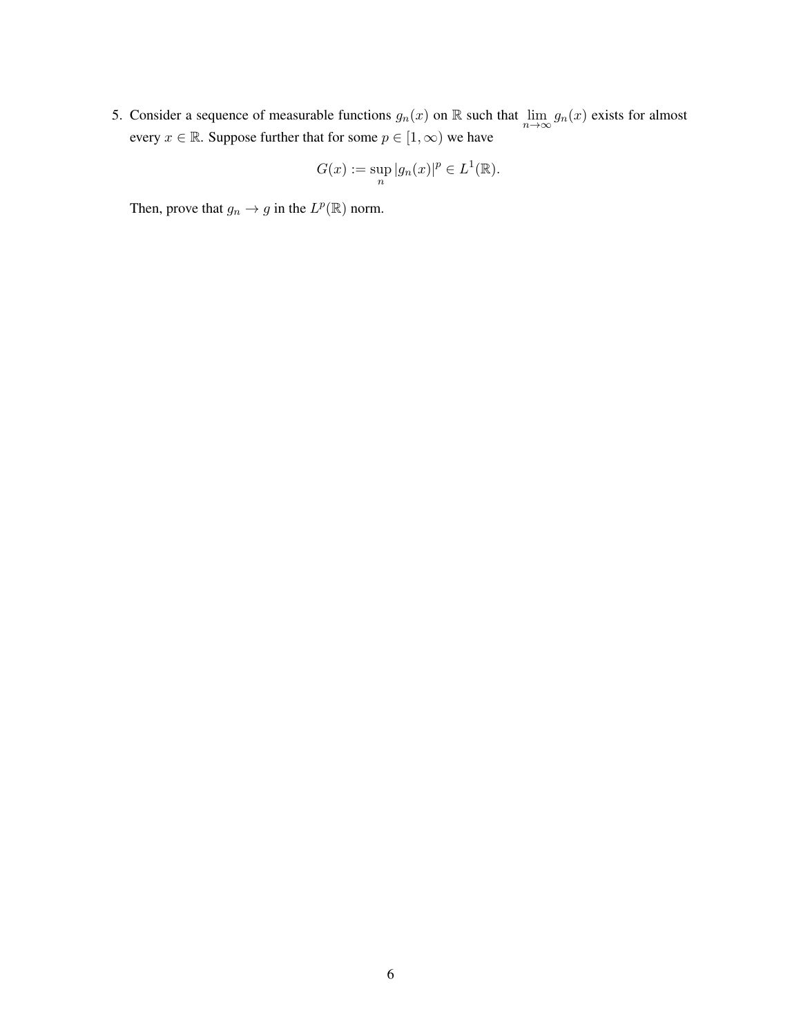5. Consider a sequence of measurable functions $g_n(x)$ on $\mathbb{R}$ such that $\lim_{n \to \infty} g_n(x)$ exists for almost every $x \in \mathbb{R}$. Suppose further that for some $p \in [1, \infty)$ we have

$$G(x) := \sup_n |g_n(x)|^p \in L^1(\mathbb{R}).$$

Then, prove that $g_n \to g$ in the $L^p(\mathbb{R})$ norm.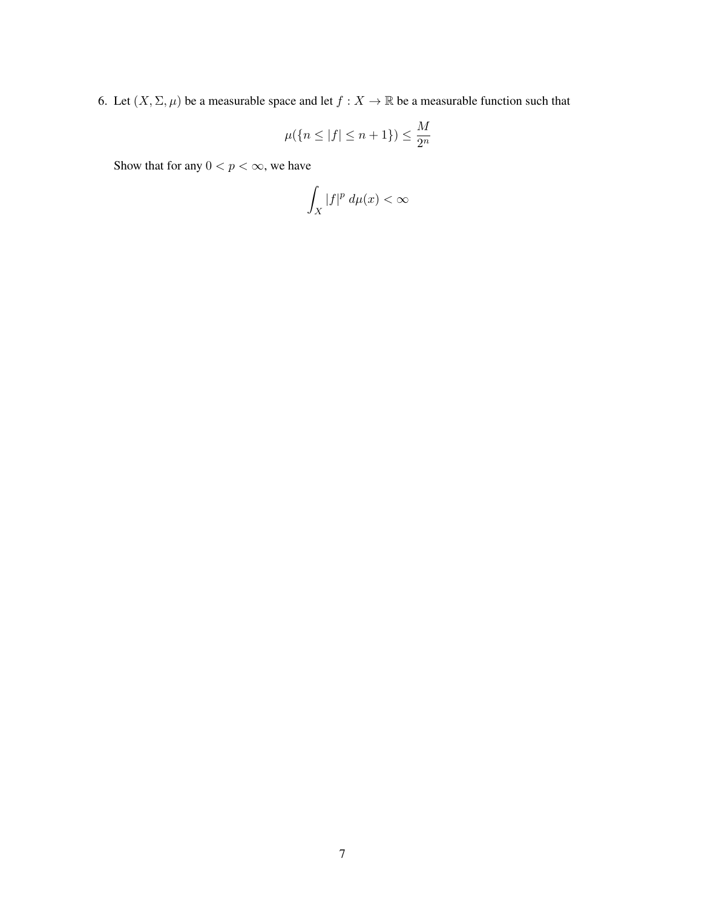6. Let $(X, \Sigma, \mu)$ be a measurable space and let $f : X \to \mathbb{R}$ be a measurable function such that

$$\mu(\{n \leq |f| \leq n+1\}) \leq \frac{M}{2^n}$$

Show that for any $0 < p < \infty$, we have

$$\int_X |f|^p \, d\mu(x) < \infty$$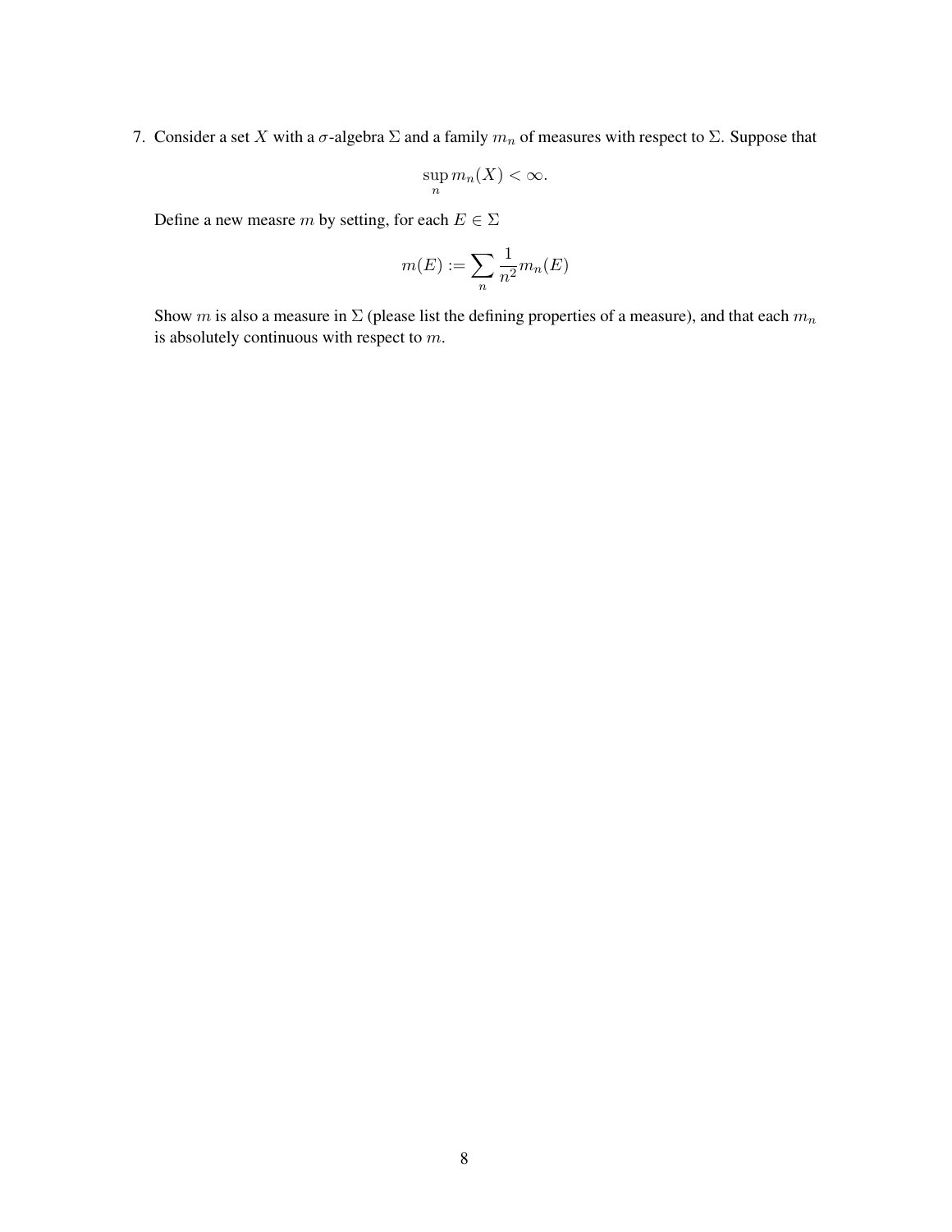7. Consider a set $X$ with a $\sigma$-algebra $\Sigma$ and a family $m_n$ of measures with respect to $\Sigma$. Suppose that

$$\sup_n m_n(X) < \infty.$$

Define a new measre $m$ by setting, for each $E \in \Sigma$

$$m(E) := \sum_n \frac{1}{n^2} m_n(E)$$

Show $m$ is also a measure in $\Sigma$ (please list the defining properties of a measure), and that each $m_n$ is absolutely continuous with respect to $m$.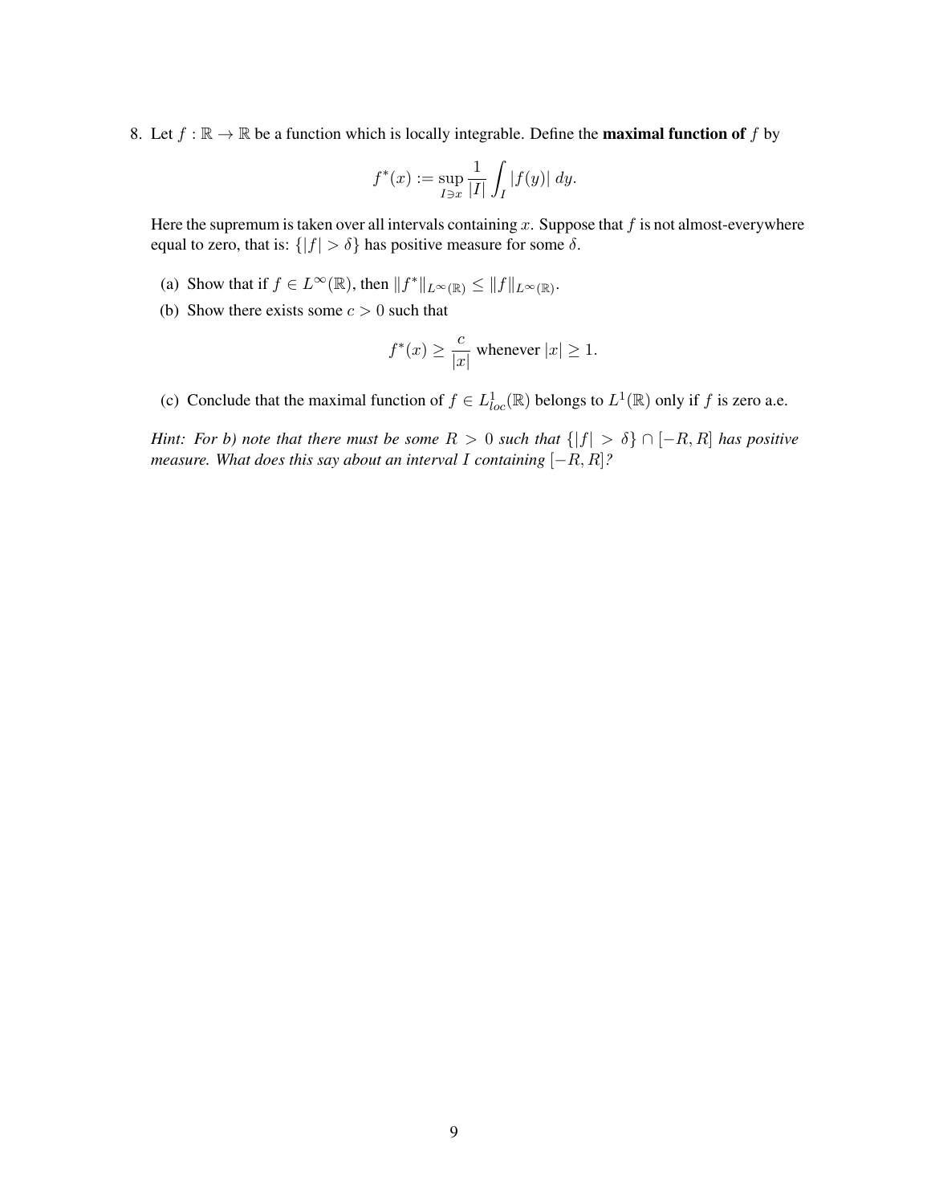8. Let $f : \mathbb{R} \to \mathbb{R}$ be a function which is locally integrable. Define the **maximal function of** $f$ by

$$f^*(x) := \sup_{I \ni x} \frac{1}{|I|} \int_I |f(y)| \, dy.$$

Here the supremum is taken over all intervals containing $x$. Suppose that $f$ is not almost-everywhere equal to zero, that is: $\{|f| > \delta\}$ has positive measure for some $\delta$.

   (a) Show that if $f \in L^\infty(\mathbb{R})$, then $\|f^*\|_{L^\infty(\mathbb{R})} \leq \|f\|_{L^\infty(\mathbb{R})}$.

   (b) Show there exists some $c > 0$ such that

$$f^*(x) \geq \frac{c}{|x|} \text{ whenever } |x| \geq 1.$$

   (c) Conclude that the maximal function of $f \in L^1_{loc}(\mathbb{R})$ belongs to $L^1(\mathbb{R})$ only if $f$ is zero a.e.

*Hint: For b) note that there must be some $R > 0$ such that $\{|f| > \delta\} \cap [-R, R]$ has positive measure. What does this say about an interval $I$ containing $[-R, R]$?*